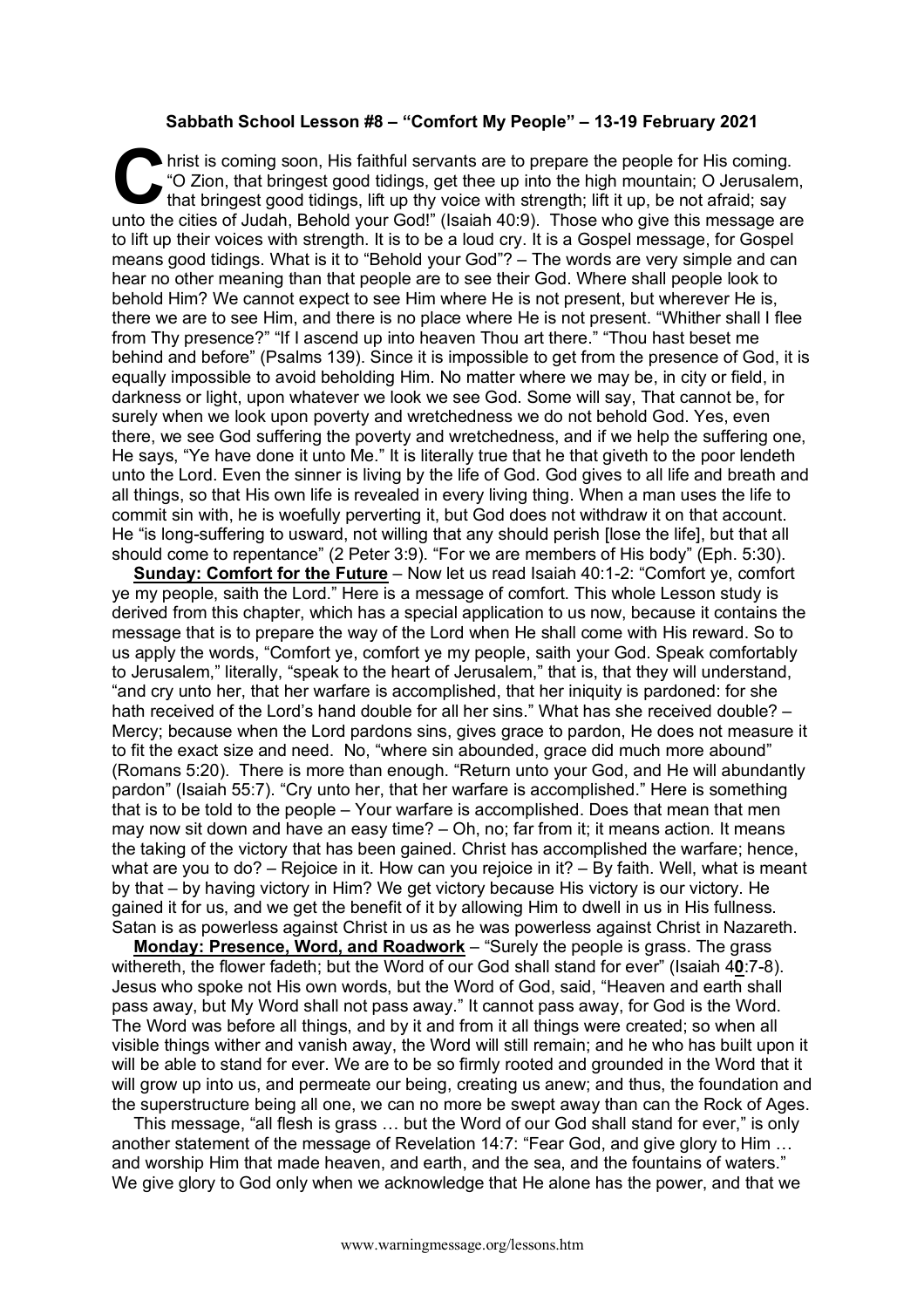**Sabbath School Lesson #8 – "Comfort My People" – 13-19 February 2021**

Christ is coming soon, His faithful servants are to prepare the people for His coming. "O Zion, that bringest good tidings, get thee up into the high mountain; O Jerusalem, that bringest good tidings, lift up thy voice with strength; lift it up, be not afraid; say unto the cities of Judah, Behold your God!" (Isaiah 40:9). Those who give this message are to lift up their voices with strength. It is to be a loud cry. It is a Gospel message, for Gospel means good tidings. What is it to "Behold your God"? – The words are very simple and can hear no other meaning than that people are to see their God. Where shall people look to behold Him? We cannot expect to see Him where He is not present, but wherever He is, there we are to see Him, and there is no place where He is not present. "Whither shall I flee from Thy presence?" "If I ascend up into heaven Thou art there." "Thou hast beset me behind and before" (Psalms 139). Since it is impossible to get from the presence of God, it is equally impossible to avoid beholding Him. No matter where we may be, in city or field, in darkness or light, upon whatever we look we see God. Some will say, That cannot be, for surely when we look upon poverty and wretchedness we do not behold God. Yes, even there, we see God suffering the poverty and wretchedness, and if we help the suffering one, He says, "Ye have done it unto Me." It is literally true that he that giveth to the poor lendeth unto the Lord. Even the sinner is living by the life of God. God gives to all life and breath and all things, so that His own life is revealed in every living thing. When a man uses the life to commit sin with, he is woefully perverting it, but God does not withdraw it on that account. He "is long-suffering to usward, not willing that any should perish [lose the life], but that all should come to repentance" (2 Peter 3:9). "For we are members of His body" (Eph. 5:30).

**Sunday: Comfort for the Future** – Now let us read Isaiah 40:1-2: "Comfort ye, comfort ye my people, saith the Lord." Here is a message of comfort. This whole Lesson study is derived from this chapter, which has a special application to us now, because it contains the message that is to prepare the way of the Lord when He shall come with His reward. So to us apply the words, "Comfort ye, comfort ye my people, saith your God. Speak comfortably to Jerusalem," literally, "speak to the heart of Jerusalem," that is, that they will understand, "and cry unto her, that her warfare is accomplished, that her iniquity is pardoned: for she hath received of the Lord's hand double for all her sins." What has she received double? – Mercy; because when the Lord pardons sins, gives grace to pardon, He does not measure it to fit the exact size and need. No, "where sin abounded, grace did much more abound" (Romans 5:20). There is more than enough. "Return unto your God, and He will abundantly pardon" (Isaiah 55:7). "Cry unto her, that her warfare is accomplished." Here is something that is to be told to the people – Your warfare is accomplished. Does that mean that men may now sit down and have an easy time? – Oh, no; far from it; it means action. It means the taking of the victory that has been gained. Christ has accomplished the warfare; hence, what are you to do? – Rejoice in it. How can you rejoice in it? – By faith. Well, what is meant by that – by having victory in Him? We get victory because His victory is our victory. He gained it for us, and we get the benefit of it by allowing Him to dwell in us in His fullness. Satan is as powerless against Christ in us as he was powerless against Christ in Nazareth.

**Monday: Presence, Word, and Roadwork** – "Surely the people is grass. The grass withereth, the flower fadeth; but the Word of our God shall stand for ever" (Isaiah 4**0**:7-8). Jesus who spoke not His own words, but the Word of God, said, "Heaven and earth shall pass away, but My Word shall not pass away." It cannot pass away, for God is the Word. The Word was before all things, and by it and from it all things were created; so when all visible things wither and vanish away, the Word will still remain; and he who has built upon it will be able to stand for ever. We are to be so firmly rooted and grounded in the Word that it will grow up into us, and permeate our being, creating us anew; and thus, the foundation and the superstructure being all one, we can no more be swept away than can the Rock of Ages.

This message, "all flesh is grass … but the Word of our God shall stand for ever," is only another statement of the message of Revelation 14:7: "Fear God, and give glory to Him … and worship Him that made heaven, and earth, and the sea, and the fountains of waters." We give glory to God only when we acknowledge that He alone has the power, and that we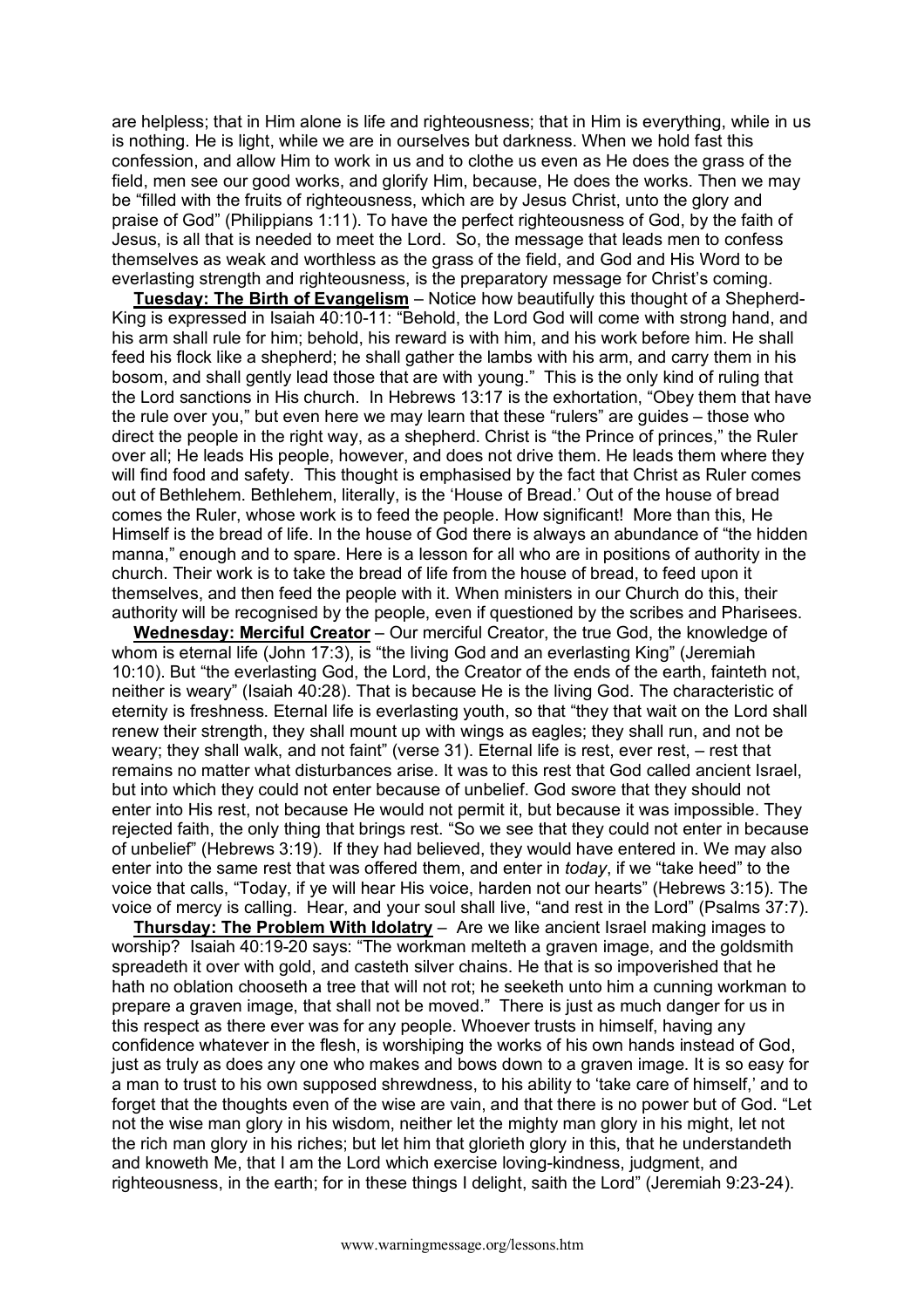are helpless; that in Him alone is life and righteousness; that in Him is everything, while in us is nothing. He is light, while we are in ourselves but darkness. When we hold fast this confession, and allow Him to work in us and to clothe us even as He does the grass of the field, men see our good works, and glorify Him, because, He does the works. Then we may be "filled with the fruits of righteousness, which are by Jesus Christ, unto the glory and praise of God" (Philippians 1:11). To have the perfect righteousness of God, by the faith of Jesus, is all that is needed to meet the Lord. So, the message that leads men to confess themselves as weak and worthless as the grass of the field, and God and His Word to be everlasting strength and righteousness, is the preparatory message for Christ's coming.

**Tuesday: The Birth of Evangelism** – Notice how beautifully this thought of a Shepherd-King is expressed in Isaiah 40:10-11: "Behold, the Lord God will come with strong hand, and his arm shall rule for him; behold, his reward is with him, and his work before him. He shall feed his flock like a shepherd; he shall gather the lambs with his arm, and carry them in his bosom, and shall gently lead those that are with young." This is the only kind of ruling that the Lord sanctions in His church. In Hebrews 13:17 is the exhortation, "Obey them that have the rule over you," but even here we may learn that these "rulers" are guides – those who direct the people in the right way, as a shepherd. Christ is "the Prince of princes," the Ruler over all; He leads His people, however, and does not drive them. He leads them where they will find food and safety. This thought is emphasised by the fact that Christ as Ruler comes out of Bethlehem. Bethlehem, literally, is the 'House of Bread.' Out of the house of bread comes the Ruler, whose work is to feed the people. How significant! More than this, He Himself is the bread of life. In the house of God there is always an abundance of "the hidden manna," enough and to spare. Here is a lesson for all who are in positions of authority in the church. Their work is to take the bread of life from the house of bread, to feed upon it themselves, and then feed the people with it. When ministers in our Church do this, their authority will be recognised by the people, even if questioned by the scribes and Pharisees.

**Wednesday: Merciful Creator** – Our merciful Creator, the true God, the knowledge of whom is eternal life (John 17:3), is "the living God and an everlasting King" (Jeremiah 10:10). But "the everlasting God, the Lord, the Creator of the ends of the earth, fainteth not, neither is weary" (Isaiah 40:28). That is because He is the living God. The characteristic of eternity is freshness. Eternal life is everlasting youth, so that "they that wait on the Lord shall renew their strength, they shall mount up with wings as eagles; they shall run, and not be weary; they shall walk, and not faint" (verse 31). Eternal life is rest, ever rest, – rest that remains no matter what disturbances arise. It was to this rest that God called ancient Israel, but into which they could not enter because of unbelief. God swore that they should not enter into His rest, not because He would not permit it, but because it was impossible. They rejected faith, the only thing that brings rest. "So we see that they could not enter in because of unbelief" (Hebrews 3:19). If they had believed, they would have entered in. We may also enter into the same rest that was offered them, and enter in *today*, if we "take heed" to the voice that calls, "Today, if ye will hear His voice, harden not our hearts" (Hebrews 3:15). The voice of mercy is calling. Hear, and your soul shall live, "and rest in the Lord" (Psalms 37:7).

**Thursday: The Problem With Idolatry** – Are we like ancient Israel making images to worship? Isaiah 40:19-20 says: "The workman melteth a graven image, and the goldsmith spreadeth it over with gold, and casteth silver chains. He that is so impoverished that he hath no oblation chooseth a tree that will not rot; he seeketh unto him a cunning workman to prepare a graven image, that shall not be moved." There is just as much danger for us in this respect as there ever was for any people. Whoever trusts in himself, having any confidence whatever in the flesh, is worshiping the works of his own hands instead of God, just as truly as does any one who makes and bows down to a graven image. It is so easy for a man to trust to his own supposed shrewdness, to his ability to 'take care of himself,' and to forget that the thoughts even of the wise are vain, and that there is no power but of God. "Let not the wise man glory in his wisdom, neither let the mighty man glory in his might, let not the rich man glory in his riches; but let him that glorieth glory in this, that he understandeth and knoweth Me, that I am the Lord which exercise loving-kindness, judgment, and righteousness, in the earth; for in these things I delight, saith the Lord" (Jeremiah 9:23-24).